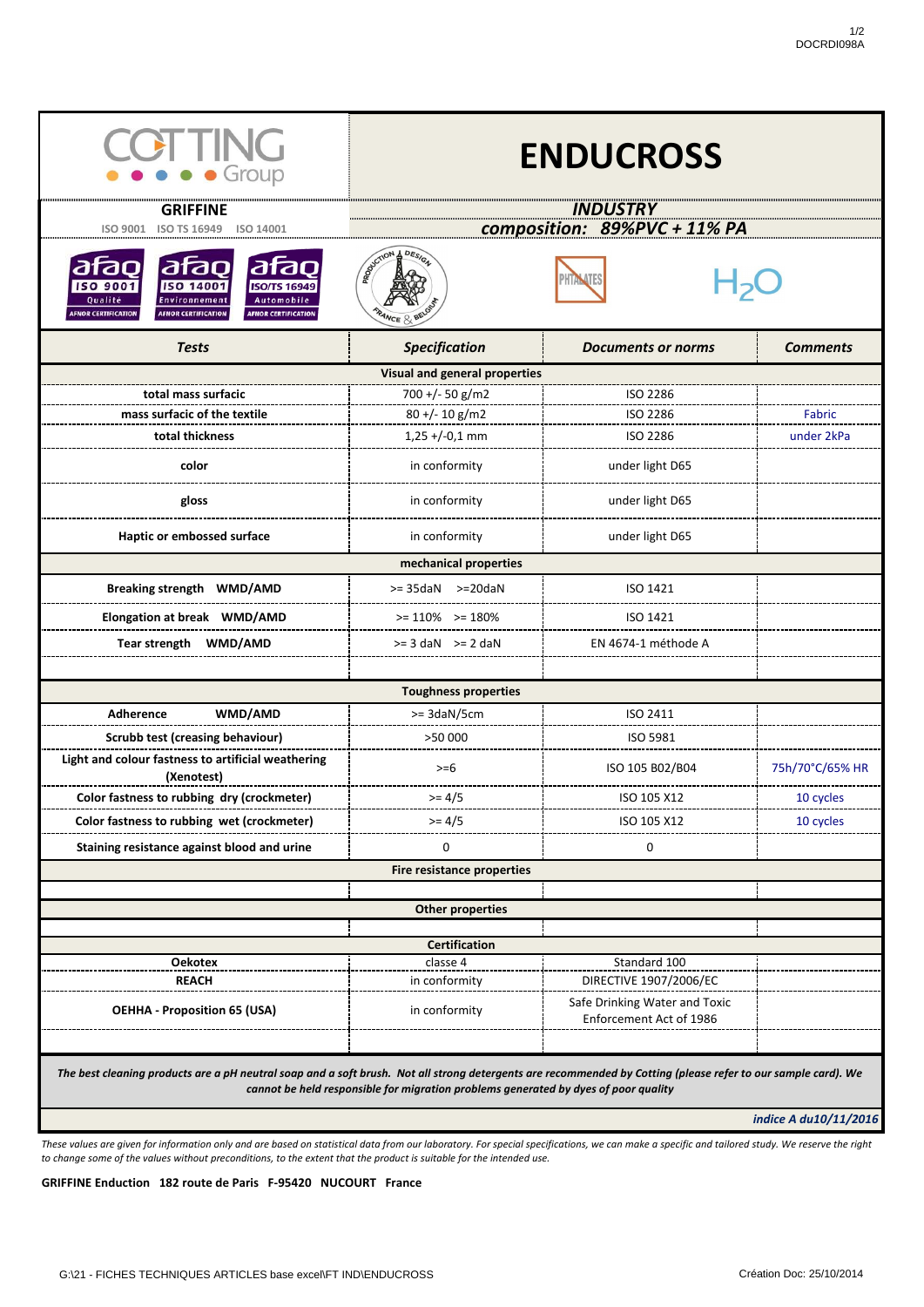COTTING Group

# ENDUCROSS

**GRIFFINE**

ISO 9001 ISO TS 16949 ISO 14001

***INDUSTRY***

***composition: 89%PVC + 11% PA***

afaq ISO 9001 Qualité AFNOR CERTIFICATION | afaq ISO 14001 Environnement AFNOR CERTIFICATION | afaq ISO/TS 16949 Automobile AFNOR CERTIFICATION

PRODUCTION & DESIGN FRANCE & BELGIUM | PHTALATES | $H_2O$

| *Tests* | *Specification* | *Documents or norms* | *Comments* |
|---|---|---|---|
| **Visual and general properties** | | | |
| **total mass surfacic** | 700 +/- 50 g/m2 | ISO 2286 | |
| **mass surfacic of the textile** | 80 +/- 10 g/m2 | ISO 2286 | Fabric |
| **total thickness** | 1,25 +/-0,1 mm | ISO 2286 | under 2kPa |
| **color** | in conformity | under light D65 | |
| **gloss** | in conformity | under light D65 | |
| **Haptic or embossed surface** | in conformity | under light D65 | |
| **mechanical properties** | | | |
| **Breaking strength WMD/AMD** | >= 35daN >=20daN | ISO 1421 | |
| **Elongation at break WMD/AMD** | >= 110% >= 180% | ISO 1421 | |
| **Tear strength WMD/AMD** | >= 3 daN >= 2 daN | EN 4674-1 méthode A | |
| | | | |
| **Toughness properties** | | | |
| **Adherence WMD/AMD** | >= 3daN/5cm | ISO 2411 | |
| **Scrubb test (creasing behaviour)** | >50 000 | ISO 5981 | |
| **Light and colour fastness to artificial weathering (Xenotest)** | >=6 | ISO 105 B02/B04 | 75h/70°C/65% HR |
| **Color fastness to rubbing dry (crockmeter)** | >= 4/5 | ISO 105 X12 | 10 cycles |
| **Color fastness to rubbing wet (crockmeter)** | >= 4/5 | ISO 105 X12 | 10 cycles |
| **Staining resistance against blood and urine** | 0 | 0 | |
| **Fire resistance properties** | | | |
| | | | |
| **Other properties** | | | |
| | | | |
| **Certification** | | | |
| **Oekotex** | classe 4 | Standard 100 | |
| **REACH** | in conformity | DIRECTIVE 1907/2006/EC | |
| **OEHHA - Proposition 65 (USA)** | in conformity | Safe Drinking Water and Toxic Enforcement Act of 1986 | |
| | | | |

***The best cleaning products are a pH neutral soap and a soft brush. Not all strong detergents are recommended by Cotting (please refer to our sample card). We cannot be held responsible for migration problems generated by dyes of poor quality***

***indice A du10/11/2016***

*These values are given for information only and are based on statistical data from our laboratory. For special specifications, we can make a specific and tailored study. We reserve the right to change some of the values without preconditions, to the extent that the product is suitable for the intended use.*

**GRIFFINE Enduction 182 route de Paris F-95420 NUCOURT France**

G:\21 - FICHES TECHNIQUES ARTICLES base excel\FT IND\ENDUCROSS

Création Doc: 25/10/2014